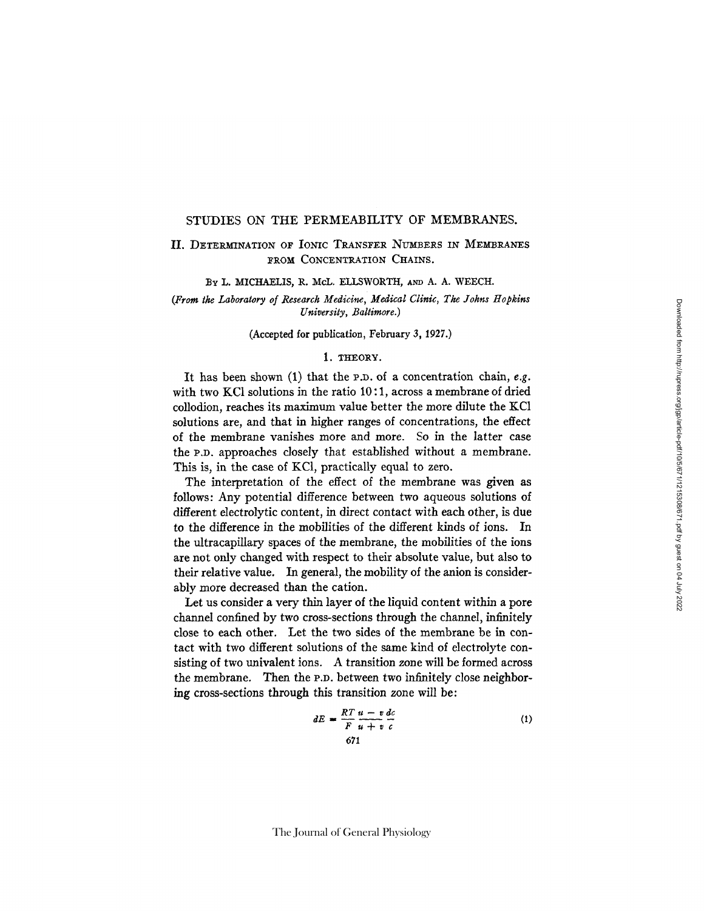# STUDIES ON THE PERMEABILITY OF MEMBRANES.

## II. Determination of Ionic Transfer Numbers in Membranes from Concentration Chains.

By L. MICHAELIS, R. McL. ELLSWORTH, and A. A. WEECH.

*(From the Laboratory of Research Medicine, Medical Clinic, The Johns Hopkins University, Baltimore.)*

(Accepted for publication, February 3, 1927.)

### 1. THEORY.

It has been shown (1) that the P.D. of a concentration chain, *e.g.* with two KCl solutions in the ratio 10:1, across a membrane of dried collodion, reaches its maximum value better the more dilute the KCl solutions are, and that in higher ranges of concentrations, the effect of the membrane vanishes more and more. So in the latter case the P.D. approaches closely that established without a membrane. This is, in the case of KCl, practically equal to zero.

The interpretation of the effect of the membrane was given as follows: Any potential difference between two aqueous solutions of different electrolytic content, in direct contact with each other, is due to the difference in the mobilities of the different kinds of ions. In the ultracapillary spaces of the membrane, the mobilities of the ions are not only changed with respect to their absolute value, but also to their relative value. In general, the mobility of the anion is considerably more decreased than the cation.

Let us consider a very thin layer of the liquid content within a pore channel confined by two cross-sections through the channel, infinitely close to each other. Let the two sides of the membrane be in contact with two different solutions of the same kind of electrolyte consisting of two univalent ions. A transition zone will be formed across the membrane. Then the P.D. between two infinitely close neighboring cross-sections through this transition zone will be:

$$dE = \frac{RT}{F} \frac{u - v}{u + v} \frac{dc}{c} \tag{1}$$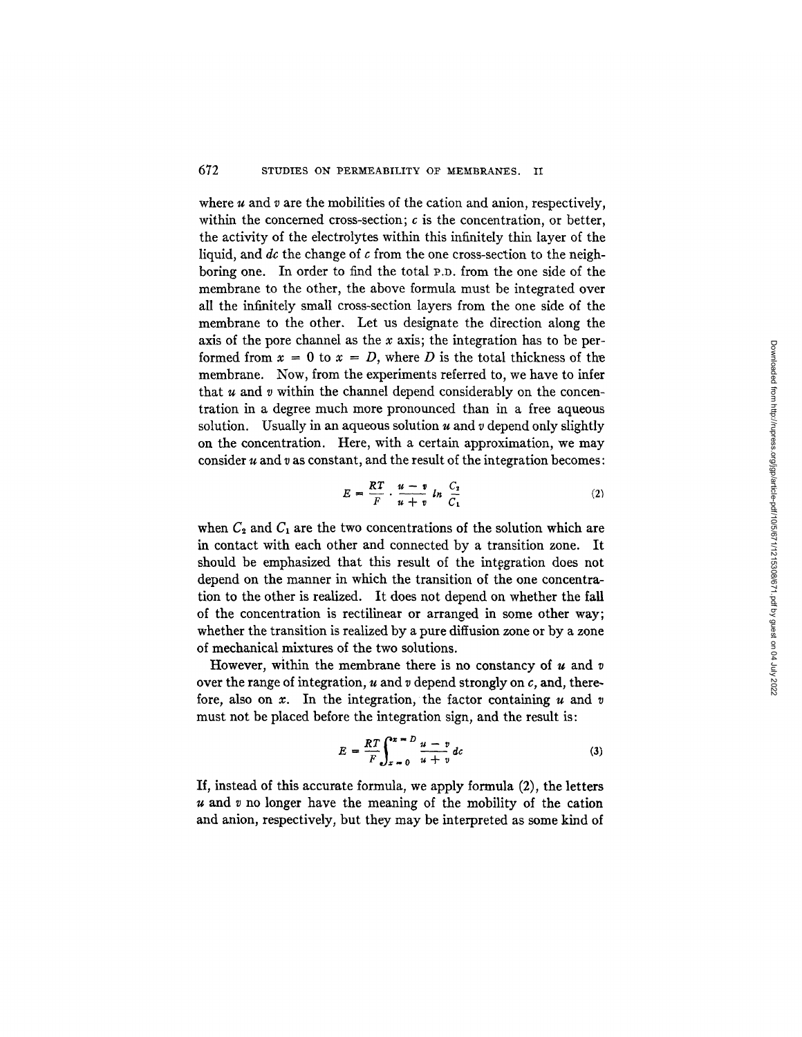where $u$ and $v$ are the mobilities of the cation and anion, respectively, within the concerned cross-section; $c$ is the concentration, or better, the activity of the electrolytes within this infinitely thin layer of the liquid, and $dc$ the change of $c$ from the one cross-section to the neighboring one. In order to find the total P.D. from the one side of the membrane to the other, the above formula must be integrated over all the infinitely small cross-section layers from the one side of the membrane to the other. Let us designate the direction along the axis of the pore channel as the $x$ axis; the integration has to be performed from $x = 0$ to $x = D$, where $D$ is the total thickness of the membrane. Now, from the experiments referred to, we have to infer that $u$ and $v$ within the channel depend considerably on the concentration in a degree much more pronounced than in a free aqueous solution. Usually in an aqueous solution $u$ and $v$ depend only slightly on the concentration. Here, with a certain approximation, we may consider $u$ and $v$ as constant, and the result of the integration becomes:

$$E = \frac{RT}{F} \cdot \frac{u - v}{u + v} \ln \frac{C_2}{C_1} \tag{2}$$

when $C_2$ and $C_1$ are the two concentrations of the solution which are in contact with each other and connected by a transition zone. It should be emphasized that this result of the integration does not depend on the manner in which the transition of the one concentration to the other is realized. It does not depend on whether the fall of the concentration is rectilinear or arranged in some other way; whether the transition is realized by a pure diffusion zone or by a zone of mechanical mixtures of the two solutions.

However, within the membrane there is no constancy of $u$ and $v$ over the range of integration, $u$ and $v$ depend strongly on $c$, and, therefore, also on $x$. In the integration, the factor containing $u$ and $v$ must not be placed before the integration sign, and the result is:

$$E = \frac{RT}{F} \int_{x=0}^{x=D} \frac{u - v}{u + v} \, dc \tag{3}$$

If, instead of this accurate formula, we apply formula (2), the letters $u$ and $v$ no longer have the meaning of the mobility of the cation and anion, respectively, but they may be interpreted as some kind of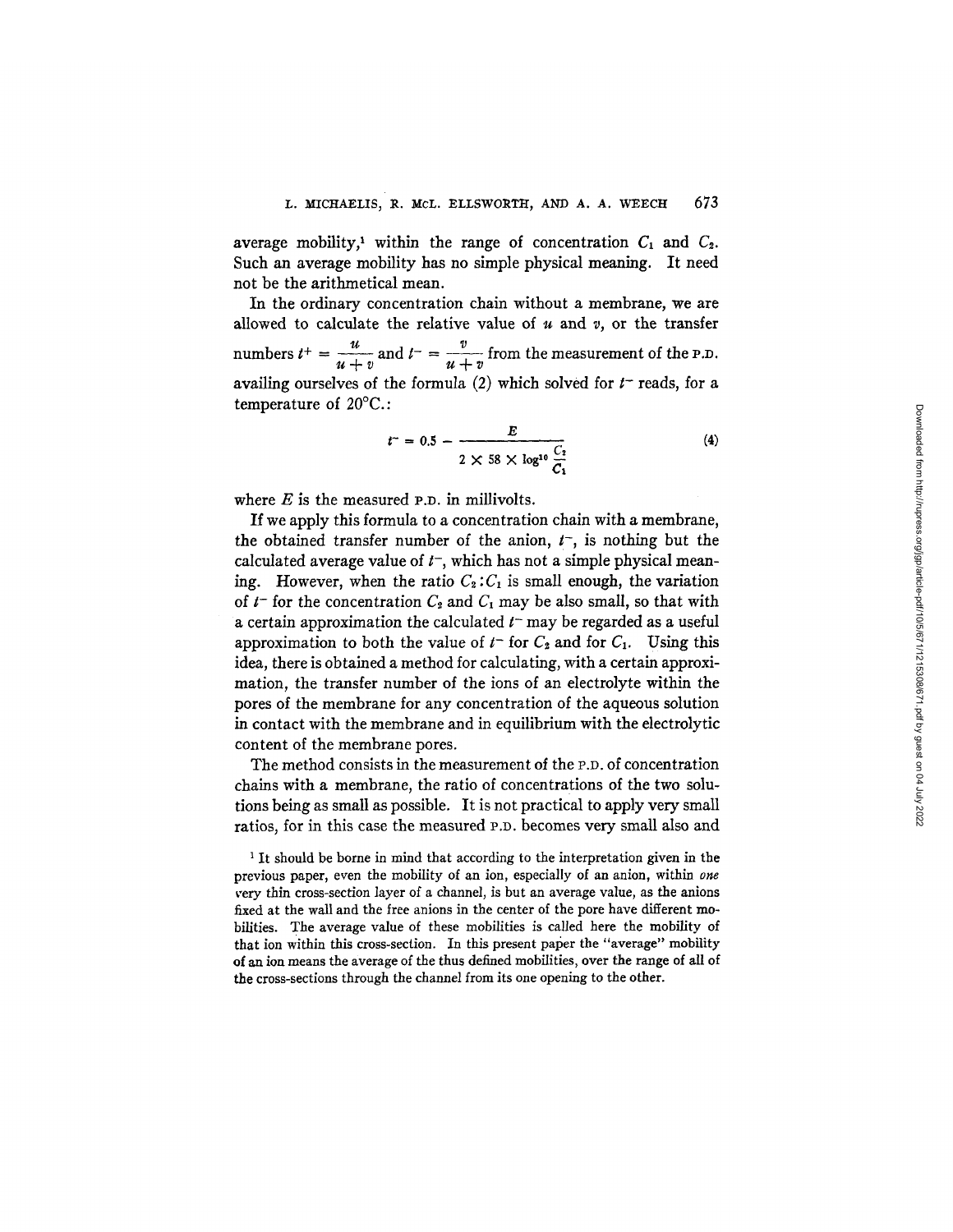average mobility,[1] within the range of concentration $C_1$ and $C_2$. Such an average mobility has no simple physical meaning. It need not be the arithmetical mean.

In the ordinary concentration chain without a membrane, we are allowed to calculate the relative value of $u$ and $v$, or the transfer numbers $t^+ = \frac{u}{u+v}$ and $t^- = \frac{v}{u+v}$ from the measurement of the P.D. availing ourselves of the formula (2) which solved for $t^-$ reads, for a temperature of 20°C.:

$$t^- = 0.5 - \frac{E}{2 \times 58 \times \log^{10} \frac{C_2}{C_1}} \tag{4}$$

where $E$ is the measured P.D. in millivolts.

If we apply this formula to a concentration chain with a membrane, the obtained transfer number of the anion, $t^-$, is nothing but the calculated average value of $t^-$, which has not a simple physical meaning. However, when the ratio $C_2 : C_1$ is small enough, the variation of $t^-$ for the concentration $C_2$ and $C_1$ may be also small, so that with a certain approximation the calculated $t^-$ may be regarded as a useful approximation to both the value of $t^-$ for $C_2$ and for $C_1$. Using this idea, there is obtained a method for calculating, with a certain approximation, the transfer number of the ions of an electrolyte within the pores of the membrane for any concentration of the aqueous solution in contact with the membrane and in equilibrium with the electrolytic content of the membrane pores.

The method consists in the measurement of the P.D. of concentration chains with a membrane, the ratio of concentrations of the two solutions being as small as possible. It is not practical to apply very small ratios, for in this case the measured P.D. becomes very small also and

[1] It should be borne in mind that according to the interpretation given in the previous paper, even the mobility of an ion, especially of an anion, within *one* very thin cross-section layer of a channel, is but an average value, as the anions fixed at the wall and the free anions in the center of the pore have different mobilities. The average value of these mobilities is called here the mobility of that ion within this cross-section. In this present paper the "average" mobility of an ion means the average of the thus defined mobilities, over the range of all of the cross-sections through the channel from its one opening to the other.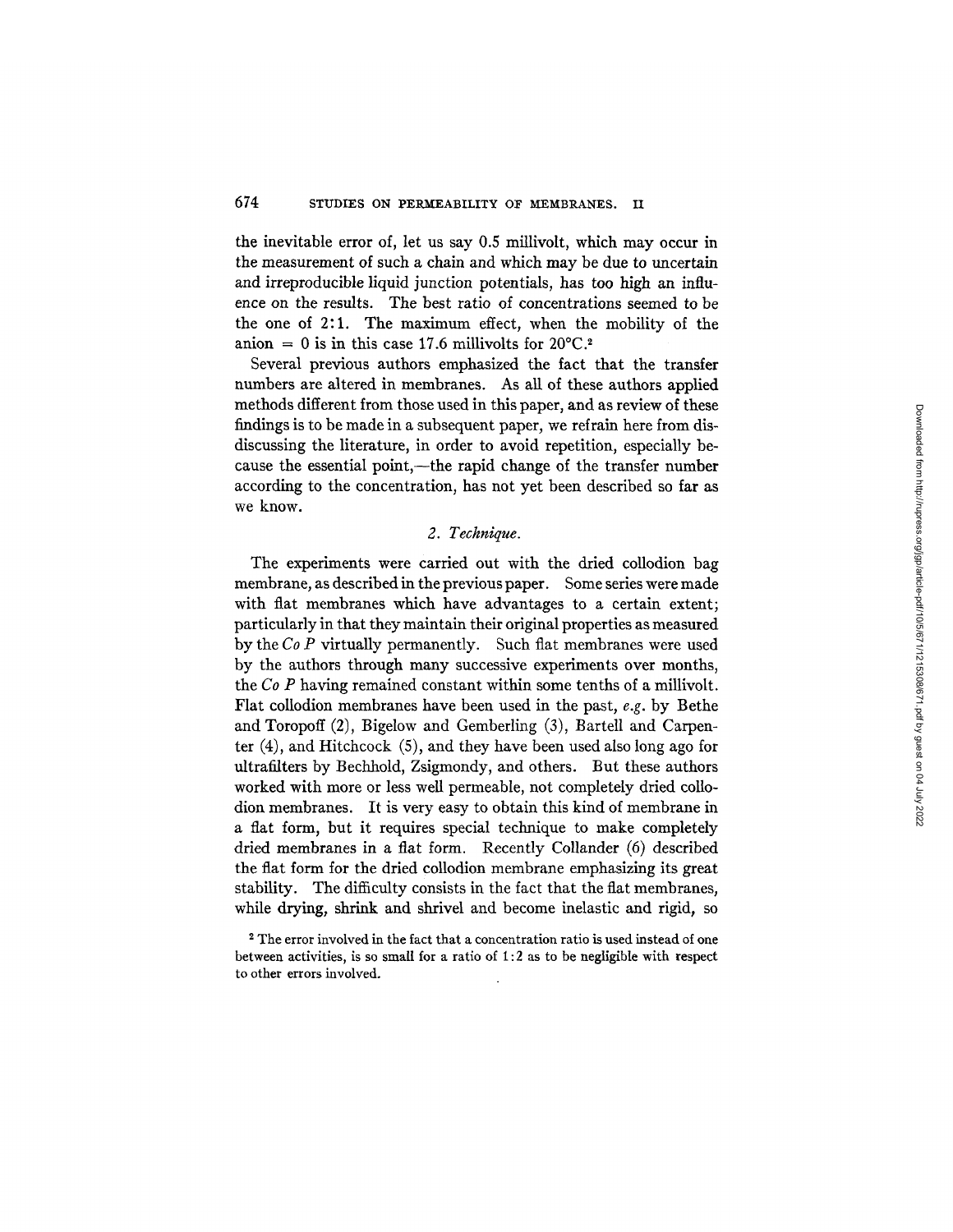the inevitable error of, let us say 0.5 millivolt, which may occur in the measurement of such a chain and which may be due to uncertain and irreproducible liquid junction potentials, has too high an influence on the results. The best ratio of concentrations seemed to be the one of 2:1. The maximum effect, when the mobility of the anion = 0 is in this case 17.6 millivolts for 20°C.[2]

Several previous authors emphasized the fact that the transfer numbers are altered in membranes. As all of these authors applied methods different from those used in this paper, and as review of these findings is to be made in a subsequent paper, we refrain here from dis-discussing the literature, in order to avoid repetition, especially because the essential point,—the rapid change of the transfer number according to the concentration, has not yet been described so far as we know.

### 2. *Technique.*

The experiments were carried out with the dried collodion bag membrane, as described in the previous paper. Some series were made with flat membranes which have advantages to a certain extent; particularly in that they maintain their original properties as measured by the *Co P* virtually permanently. Such flat membranes were used by the authors through many successive experiments over months, the *Co P* having remained constant within some tenths of a millivolt. Flat collodion membranes have been used in the past, *e.g.* by Bethe and Toropoff (2), Bigelow and Gemberling (3), Bartell and Carpenter (4), and Hitchcock (5), and they have been used also long ago for ultrafilters by Bechhold, Zsigmondy, and others. But these authors worked with more or less well permeable, not completely dried collodion membranes. It is very easy to obtain this kind of membrane in a flat form, but it requires special technique to make completely dried membranes in a flat form. Recently Collander (6) described the flat form for the dried collodion membrane emphasizing its great stability. The difficulty consists in the fact that the flat membranes, while drying, shrink and shrivel and become inelastic and rigid, so

[2] The error involved in the fact that a concentration ratio is used instead of one between activities, is so small for a ratio of 1:2 as to be negligible with respect to other errors involved.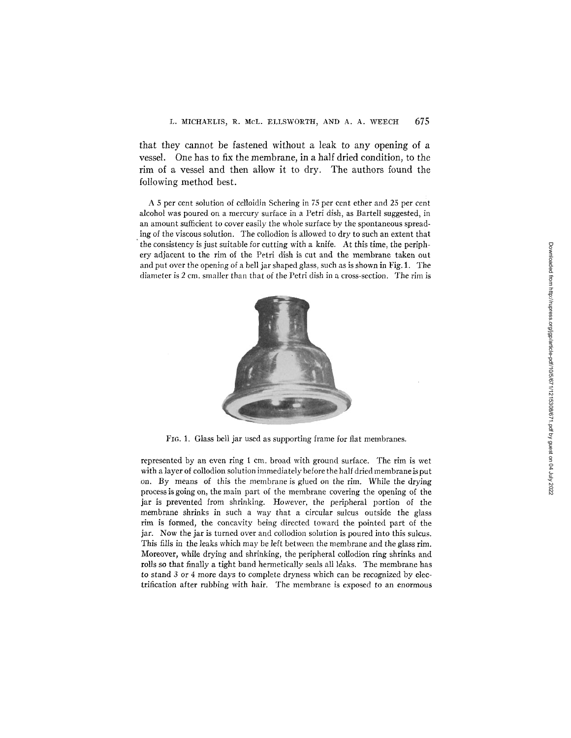that they cannot be fastened without a leak to any opening of a vessel. One has to fix the membrane, in a half dried condition, to the rim of a vessel and then allow it to dry. The authors found the following method best.

A 5 per cent solution of celloidin Schering in 75 per cent ether and 25 per cent alcohol was poured on a mercury surface in a Petri dish, as Bartell suggested, in an amount sufficient to cover easily the whole surface by the spontaneous spreading of the viscous solution. The collodion is allowed to dry to such an extent that the consistency is just suitable for cutting with a knife. At this time, the periphery adjacent to the rim of the Petri dish is cut and the membrane taken out and put over the opening of a bell jar shaped glass, such as is shown in Fig. 1. The diameter is 2 cm. smaller than that of the Petri dish in a cross-section. The rim is

FIG. 1. Glass bell jar used as supporting frame for flat membranes.

represented by an even ring 1 cm. broad with ground surface. The rim is wet with a layer of collodion solution immediately before the half dried membrane is put on. By means of this the membrane is glued on the rim. While the drying process is going on, the main part of the membrane covering the opening of the jar is prevented from shrinking. However, the peripheral portion of the membrane shrinks in such a way that a circular sulcus outside the glass rim is formed, the concavity being directed toward the pointed part of the jar. Now the jar is turned over and collodion solution is poured into this sulcus. This fills in the leaks which may be left between the membrane and the glass rim. Moreover, while drying and shrinking, the peripheral collodion ring shrinks and rolls so that finally a tight band hermetically seals all leaks. The membrane has to stand 3 or 4 more days to complete dryness which can be recognized by electrification after rubbing with hair. The membrane is exposed to an enormous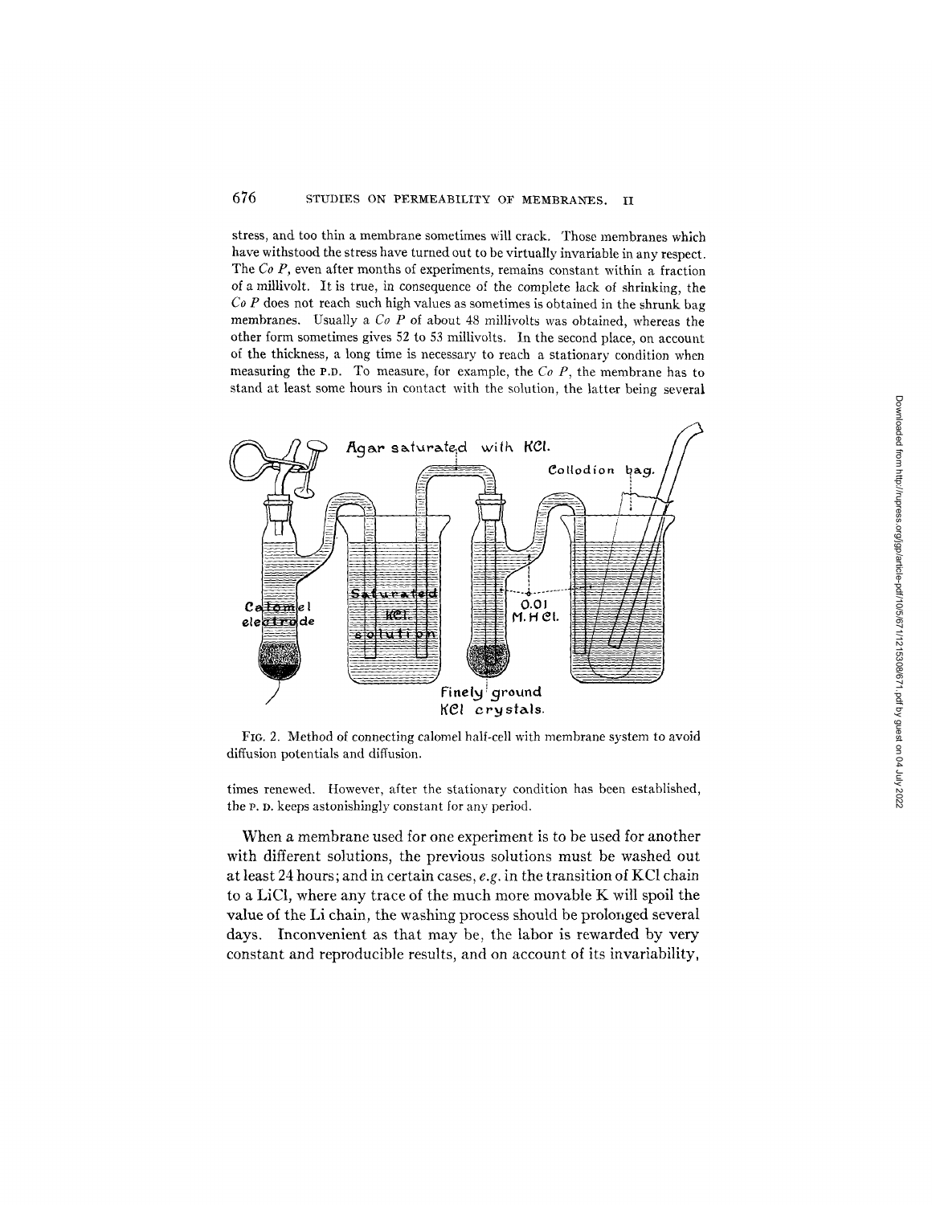stress, and too thin a membrane sometimes will crack. Those membranes which have withstood the stress have turned out to be virtually invariable in any respect. The *Co P*, even after months of experiments, remains constant within a fraction of a millivolt. It is true, in consequence of the complete lack of shrinking, the *Co P* does not reach such high values as sometimes is obtained in the shrunk bag membranes. Usually a *Co P* of about 48 millivolts was obtained, whereas the other form sometimes gives 52 to 53 millivolts. In the second place, on account of the thickness, a long time is necessary to reach a stationary condition when measuring the P.D. To measure, for example, the *Co P*, the membrane has to stand at least some hours in contact with the solution, the latter being several times renewed. However, after the stationary condition has been established, the P. D. keeps astonishingly constant for any period.

FIG. 2. Method of connecting calomel half-cell with membrane system to avoid diffusion potentials and diffusion.

When a membrane used for one experiment is to be used for another with different solutions, the previous solutions must be washed out at least 24 hours; and in certain cases, *e.g.* in the transition of KCl chain to a LiCl, where any trace of the much more movable K will spoil the value of the Li chain, the washing process should be prolonged several days. Inconvenient as that may be, the labor is rewarded by very constant and reproducible results, and on account of its invariability,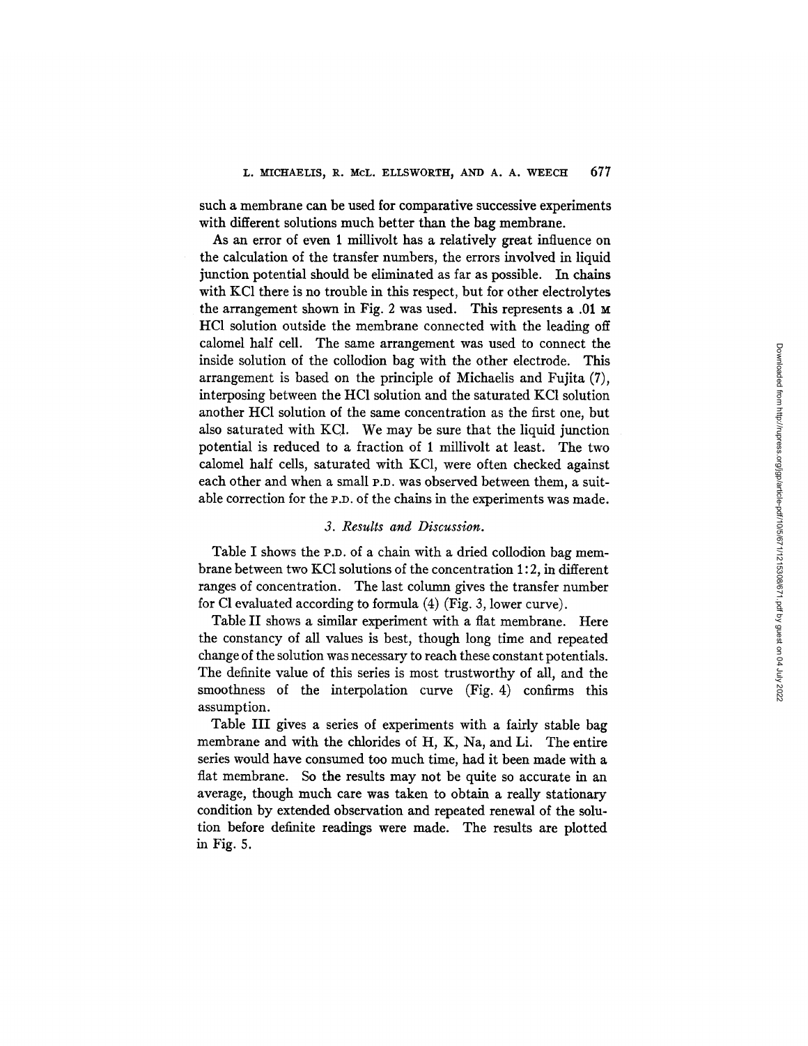such a membrane can be used for comparative successive experiments with different solutions much better than the bag membrane.

As an error of even 1 millivolt has a relatively great influence on the calculation of the transfer numbers, the errors involved in liquid junction potential should be eliminated as far as possible. In chains with KCl there is no trouble in this respect, but for other electrolytes the arrangement shown in Fig. 2 was used. This represents a .01 M HCl solution outside the membrane connected with the leading off calomel half cell. The same arrangement was used to connect the inside solution of the collodion bag with the other electrode. This arrangement is based on the principle of Michaelis and Fujita (7), interposing between the HCl solution and the saturated KCl solution another HCl solution of the same concentration as the first one, but also saturated with KCl. We may be sure that the liquid junction potential is reduced to a fraction of 1 millivolt at least. The two calomel half cells, saturated with KCl, were often checked against each other and when a small P.D. was observed between them, a suitable correction for the P.D. of the chains in the experiments was made.

### *3. Results and Discussion.*

Table I shows the P.D. of a chain with a dried collodion bag membrane between two KCl solutions of the concentration 1:2, in different ranges of concentration. The last column gives the transfer number for Cl evaluated according to formula (4) (Fig. 3, lower curve).

Table II shows a similar experiment with a flat membrane. Here the constancy of all values is best, though long time and repeated change of the solution was necessary to reach these constant potentials. The definite value of this series is most trustworthy of all, and the smoothness of the interpolation curve (Fig. 4) confirms this assumption.

Table III gives a series of experiments with a fairly stable bag membrane and with the chlorides of H, K, Na, and Li. The entire series would have consumed too much time, had it been made with a flat membrane. So the results may not be quite so accurate in an average, though much care was taken to obtain a really stationary condition by extended observation and repeated renewal of the solution before definite readings were made. The results are plotted in Fig. 5.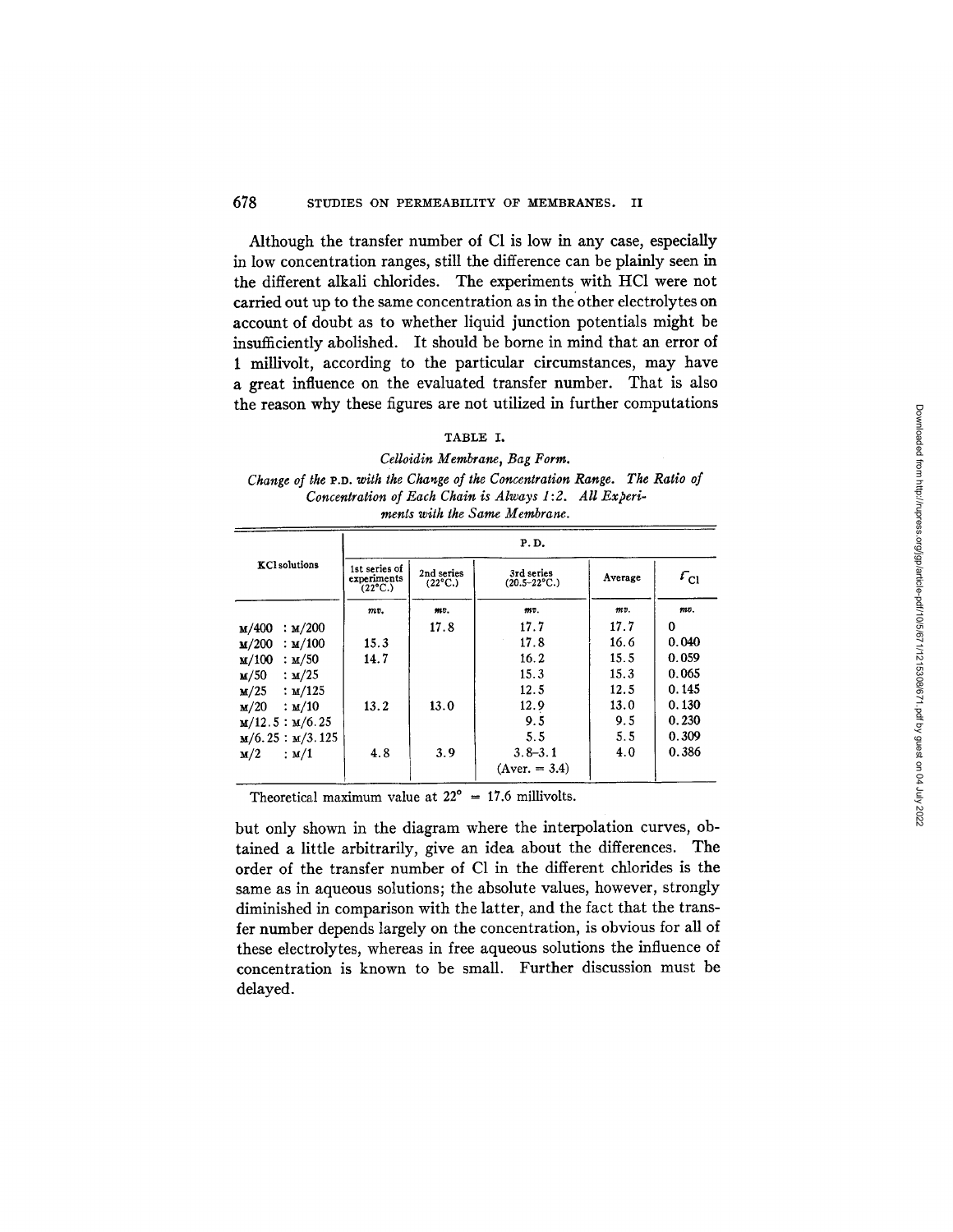Although the transfer number of Cl is low in any case, especially in low concentration ranges, still the difference can be plainly seen in the different alkali chlorides. The experiments with HCl were not carried out up to the same concentration as in the other electrolytes on account of doubt as to whether liquid junction potentials might be insufficiently abolished. It should be borne in mind that an error of 1 millivolt, according to the particular circumstances, may have a great influence on the evaluated transfer number. That is also the reason why these figures are not utilized in further computations

TABLE I.

*Celloidin Membrane, Bag Form.*

*Change of the P.D. with the Change of the Concentration Range. The Ratio of Concentration of Each Chain is Always 1:2. All Experiments with the Same Membrane.*

| KCl solutions | P.D. | | | | |
|---|---|---|---|---|---|
| | 1st series of experiments (22°C.) | 2nd series (22°C.) | 3rd series (20.5–22°C.) | Average | $r_{Cl}$ |
| | *mv.* | *mv.* | *mv.* | *mv.* | *mv.* |
| M/400 : M/200 | | 17.8 | 17.7 | 17.7 | 0 |
| M/200 : M/100 | 15.3 | | 17.8 | 16.6 | 0.040 |
| M/100 : M/50 | 14.7 | | 16.2 | 15.5 | 0.059 |
| M/50 : M/25 | | | 15.3 | 15.3 | 0.065 |
| M/25 : M/125 | | | 12.5 | 12.5 | 0.145 |
| M/20 : M/10 | 13.2 | 13.0 | 12.9 | 13.0 | 0.130 |
| M/12.5 : M/6.25 | | | 9.5 | 9.5 | 0.230 |
| M/6.25 : M/3.125 | | | 5.5 | 5.5 | 0.309 |
| M/2 : M/1 | 4.8 | 3.9 | 3.8–3.1 (Aver. = 3.4) | 4.0 | 0.386 |

Theoretical maximum value at 22° = 17.6 millivolts.

but only shown in the diagram where the interpolation curves, obtained a little arbitrarily, give an idea about the differences. The order of the transfer number of Cl in the different chlorides is the same as in aqueous solutions; the absolute values, however, strongly diminished in comparison with the latter, and the fact that the transfer number depends largely on the concentration, is obvious for all of these electrolytes, whereas in free aqueous solutions the influence of concentration is known to be small. Further discussion must be delayed.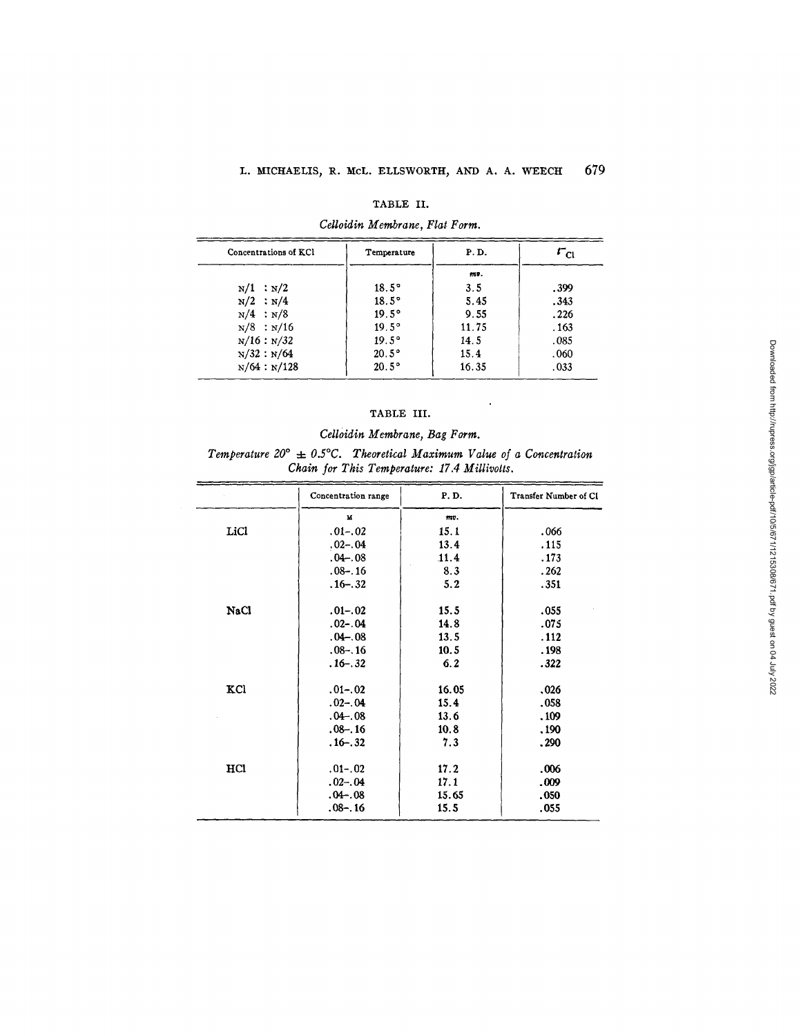TABLE II.

*Celloidin Membrane, Flat Form.*

| Concentrations of KCl | Temperature | P. D. | $r_{Cl}$ |
|---|---|---|---|
| | | *mv.* | |
| N/1 : N/2 | 18.5° | 3.5 | .399 |
| N/2 : N/4 | 18.5° | 5.45 | .343 |
| N/4 : N/8 | 19.5° | 9.55 | .226 |
| N/8 : N/16 | 19.5° | 11.75 | .163 |
| N/16 : N/32 | 19.5° | 14.5 | .085 |
| N/32 : N/64 | 20.5° | 15.4 | .060 |
| N/64 : N/128 | 20.5° | 16.35 | .033 |

TABLE III.

*Celloidin Membrane, Bag Form.*

*Temperature 20° ± 0.5°C. Theoretical Maximum Value of a Concentration Chain for This Temperature: 17.4 Millivolts.*

| | Concentration range | P. D. | Transfer Number of Cl |
|---|---|---|---|
| | M | *mv.* | |
| LiCl | .01–.02 | 15.1 | .066 |
| | .02–.04 | 13.4 | .115 |
| | .04–.08 | 11.4 | .173 |
| | .08–.16 | 8.3 | .262 |
| | .16–.32 | 5.2 | .351 |
| NaCl | .01–.02 | 15.5 | .055 |
| | .02–.04 | 14.8 | .075 |
| | .04–.08 | 13.5 | .112 |
| | .08–.16 | 10.5 | .198 |
| | .16–.32 | 6.2 | .322 |
| KCl | .01–.02 | 16.05 | .026 |
| | .02–.04 | 15.4 | .058 |
| | .04–.08 | 13.6 | .109 |
| | .08–.16 | 10.8 | .190 |
| | .16–.32 | 7.3 | .290 |
| HCl | .01–.02 | 17.2 | .006 |
| | .02–.04 | 17.1 | .009 |
| | .04–.08 | 15.65 | .050 |
| | .08–.16 | 15.5 | .055 |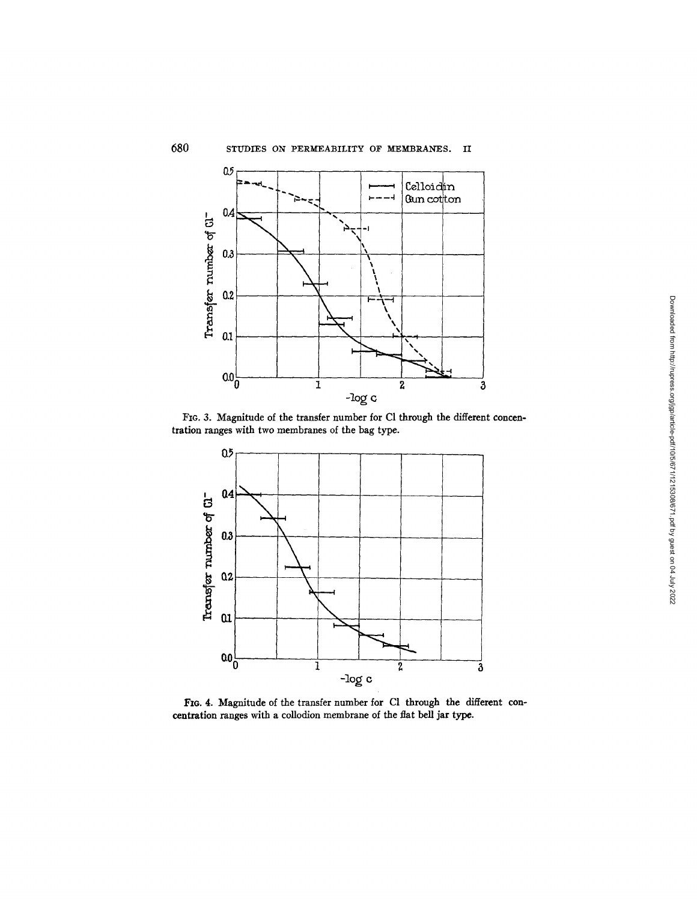FIG. 3. Magnitude of the transfer number for Cl through the different concentration ranges with two membranes of the bag type.

FIG. 4. Magnitude of the transfer number for Cl through the different concentration ranges with a collodion membrane of the flat bell jar type.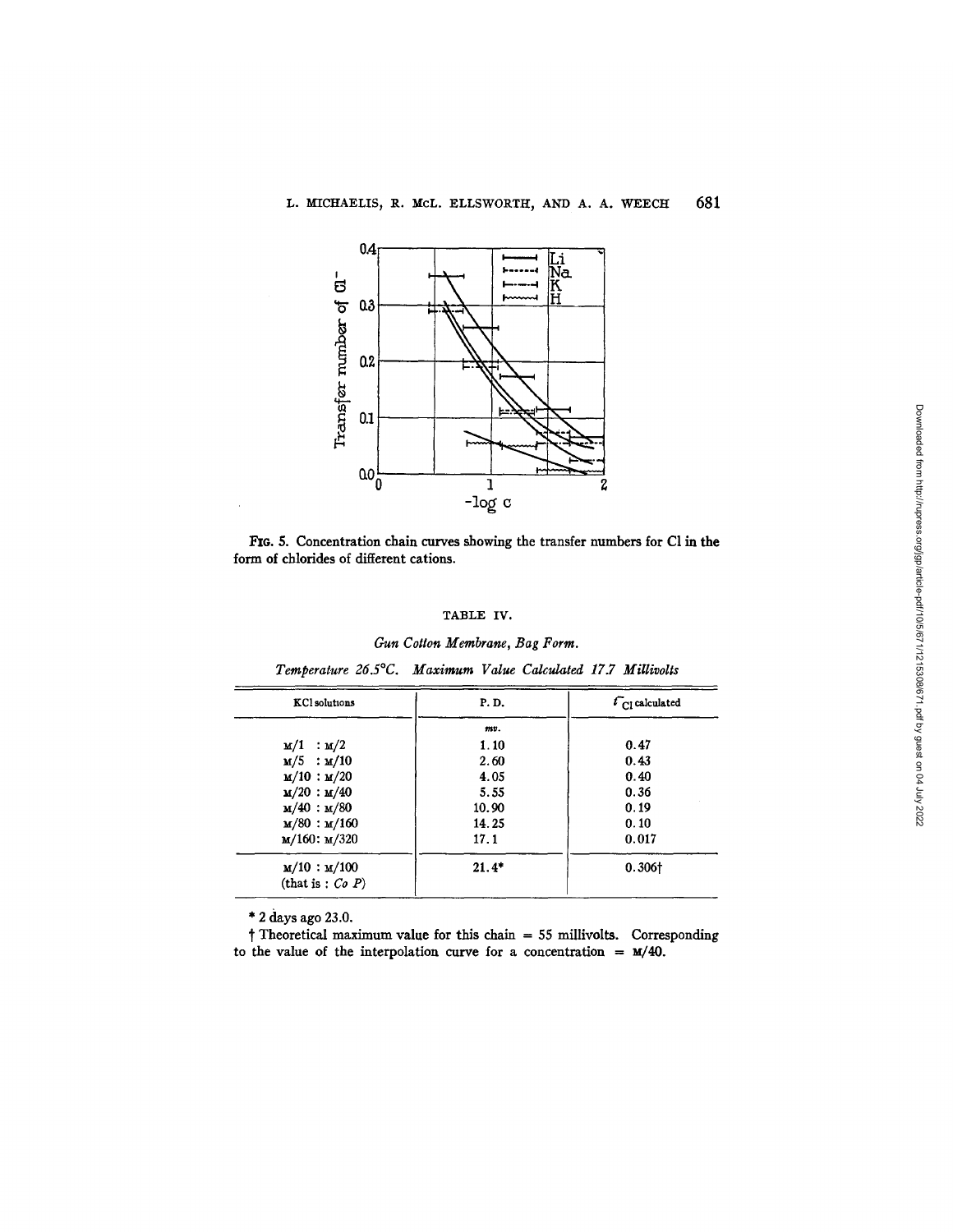FIG. 5. Concentration chain curves showing the transfer numbers for Cl in the form of chlorides of different cations.

TABLE IV.

*Gun Cotton Membrane, Bag Form.*

*Temperature 26.5°C. Maximum Value Calculated 17.7 Millivolts*

| KCl solutions | P. D. | $t_{Cl}$ calculated |
|---|---|---|
| | *mv.* | |
| M/1 : M/2 | 1.10 | 0.47 |
| M/5 : M/10 | 2.60 | 0.43 |
| M/10 : M/20 | 4.05 | 0.40 |
| M/20 : M/40 | 5.55 | 0.36 |
| M/40 : M/80 | 10.90 | 0.19 |
| M/80 : M/160 | 14.25 | 0.10 |
| M/160: M/320 | 17.1 | 0.017 |
| M/10 : M/100 (that is : *Co P*) | 21.4* | 0.306† |

* 2 days ago 23.0.

† Theoretical maximum value for this chain = 55 millivolts. Corresponding to the value of the interpolation curve for a concentration = M/40.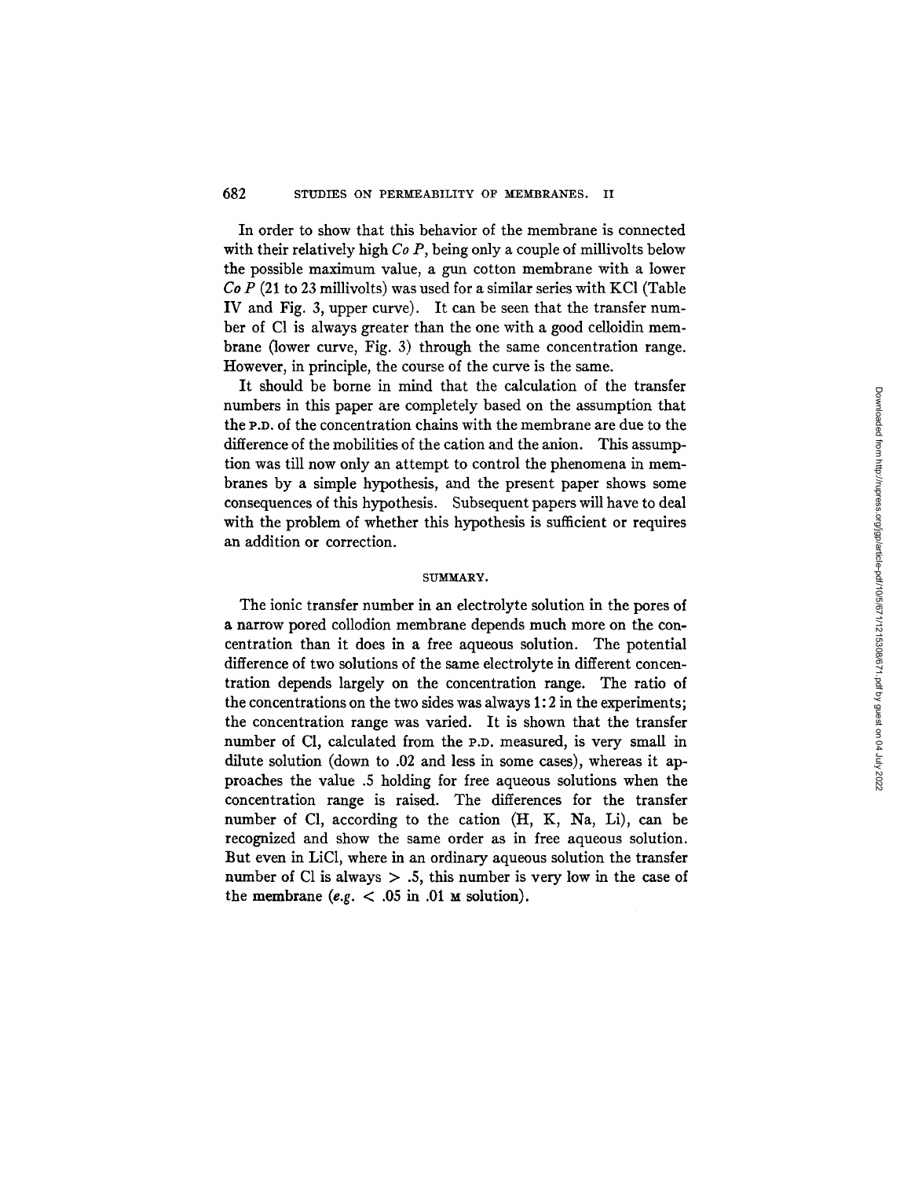In order to show that this behavior of the membrane is connected with their relatively high *Co P*, being only a couple of millivolts below the possible maximum value, a gun cotton membrane with a lower *Co P* (21 to 23 millivolts) was used for a similar series with KCl (Table IV and Fig. 3, upper curve). It can be seen that the transfer number of Cl is always greater than the one with a good celloidin membrane (lower curve, Fig. 3) through the same concentration range. However, in principle, the course of the curve is the same.

It should be borne in mind that the calculation of the transfer numbers in this paper are completely based on the assumption that the P.D. of the concentration chains with the membrane are due to the difference of the mobilities of the cation and the anion. This assumption was till now only an attempt to control the phenomena in membranes by a simple hypothesis, and the present paper shows some consequences of this hypothesis. Subsequent papers will have to deal with the problem of whether this hypothesis is sufficient or requires an addition or correction.

## SUMMARY.

The ionic transfer number in an electrolyte solution in the pores of a narrow pored collodion membrane depends much more on the concentration than it does in a free aqueous solution. The potential difference of two solutions of the same electrolyte in different concentration depends largely on the concentration range. The ratio of the concentrations on the two sides was always 1:2 in the experiments; the concentration range was varied. It is shown that the transfer number of Cl, calculated from the P.D. measured, is very small in dilute solution (down to .02 and less in some cases), whereas it approaches the value .5 holding for free aqueous solutions when the concentration range is raised. The differences for the transfer number of Cl, according to the cation (H, K, Na, Li), can be recognized and show the same order as in free aqueous solution. But even in LiCl, where in an ordinary aqueous solution the transfer number of Cl is always $> .5$, this number is very low in the case of the membrane (*e.g.* $< .05$ in .01 M solution).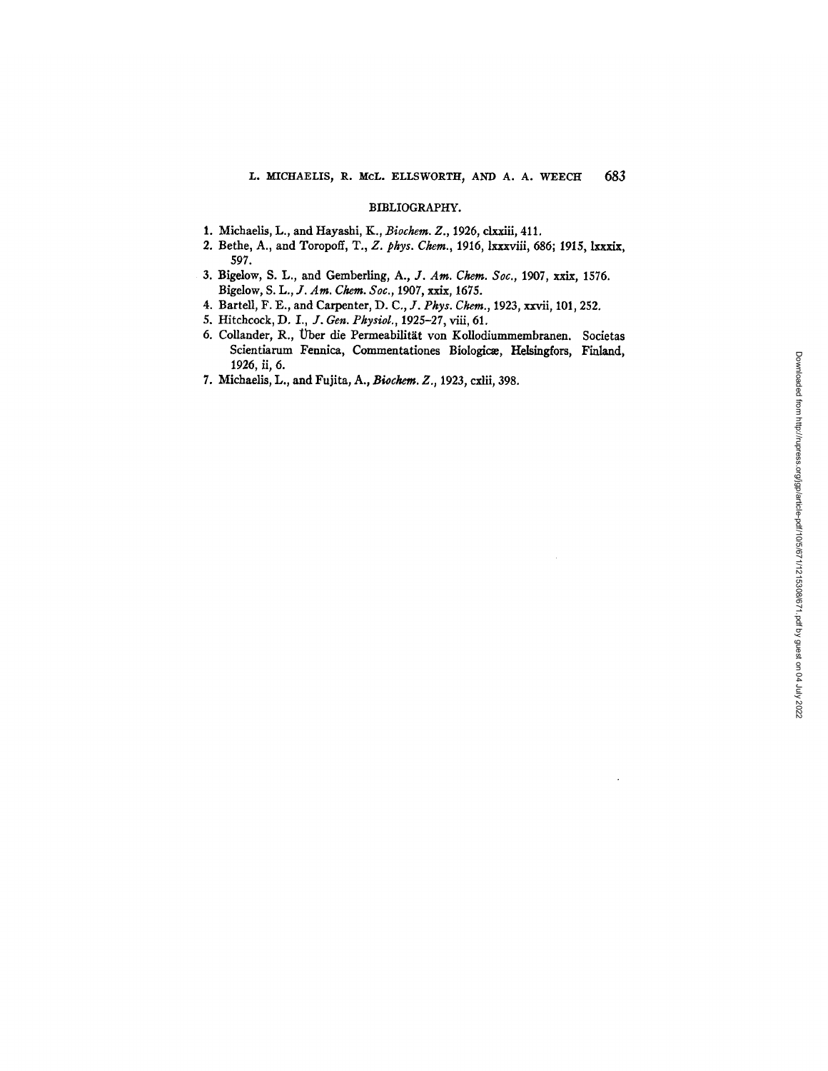## BIBLIOGRAPHY.

1. Michaelis, L., and Hayashi, K., *Biochem. Z.*, 1926, clxxiii, 411.
2. Bethe, A., and Toropoff, T., *Z. phys. Chem.*, 1916, lxxxviii, 686; 1915, lxxxix, 597.
3. Bigelow, S. L., and Gemberling, A., *J. Am. Chem. Soc.*, 1907, xxix, 1576. Bigelow, S. L., *J. Am. Chem. Soc.*, 1907, xxix, 1675.
4. Bartell, F. E., and Carpenter, D. C., *J. Phys. Chem.*, 1923, xxvii, 101, 252.
5. Hitchcock, D. I., *J. Gen. Physiol.*, 1925–27, viii, 61.
6. Collander, R., Über die Permeabilität von Kollodiummembranen. Societas Scientiarum Fennica, Commentationes Biologicæ, Helsingfors, Finland, 1926, ii, 6.
7. Michaelis, L., and Fujita, A., *Biochem. Z.*, 1923, cxlii, 398.